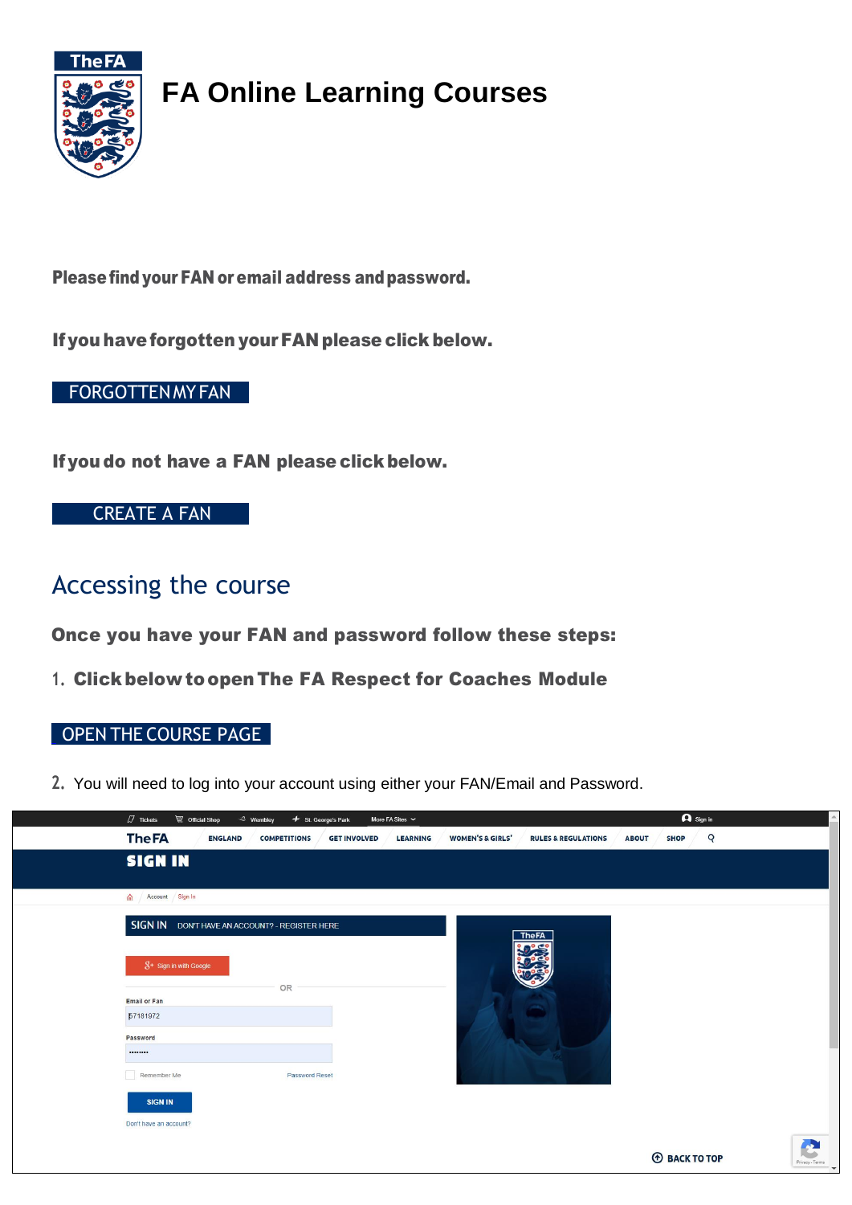# FA Online Learning Courses

**Please find your FAN or email address and password.**

**If you have forgotten your FAN please click below.**

FORGOTTEN MY FAN

**If you do not have a FAN please click below.**

CREATE A FAN

## Accessing the course

**Once you have your FAN and password follow these steps:**

1. **Click below to open The FA Respect for Coaches Module**

OPEN THE COURSE PAGE

2. You will need to log into your account using either your FAN/Email and Password.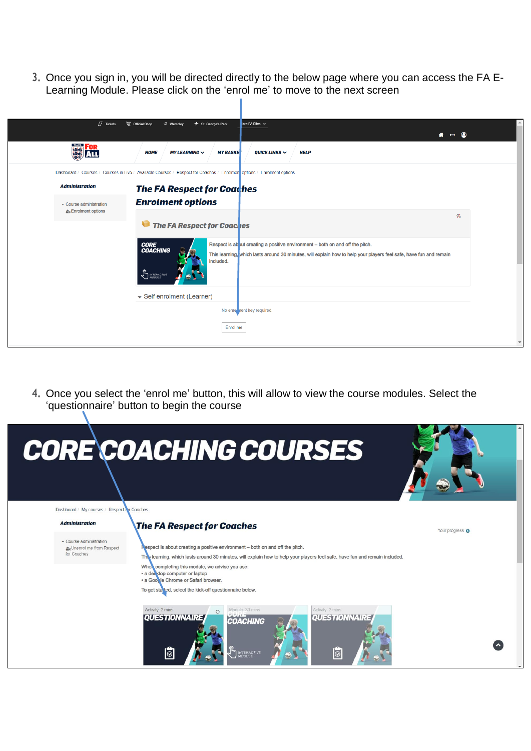3. Once you sign in, you will be directed directly to the below page where you can access the FA E-Learning Module. Please click on the 'enrol me' to move to the next screen

Tickets | Official Shop | Wembley | St. George's Park | More FA Sites

HOME | MY LEARNING | MY BASKET | QUICK LINKS | HELP

Dashboard / Courses / Courses in Live / Available Courses / Respect for Coaches / Enrolment options / Enrolment options

**Administration**

- Course administration
  - Enrolment options

**The FA Respect for Coaches**

**Enrolment options**

**The FA Respect for Coaches**

CORE COACHING

Respect is about creating a positive environment – both on and off the pitch.

This learning, which lasts around 30 minutes, will explain how to help your players feel safe, have fun and remain included.

Self enrolment (Learner)

No enrolment key required.

Enrol me

4. Once you select the 'enrol me' button, this will allow to view the course modules. Select the 'questionnaire' button to begin the course

**CORE COACHING COURSES**

Dashboard / My courses / Respect for Coaches

**Administration**

- Course administration
  - Unenrol me from Respect for Coaches

**The FA Respect for Coaches**

Your progress

Respect is about creating a positive environment – both on and off the pitch.

This learning, which lasts around 30 minutes, will explain how to help your players feel safe, have fun and remain included.

When completing this module, we advise you use:
- a desktop computer or laptop
- a Google Chrome or Safari browser.

To get started, select the kick-off questionnaire below.

Activity: 2 mins QUESTIONNAIRE | Module: 30 mins CORE COACHING | Activity: 2 mins QUESTIONNAIRE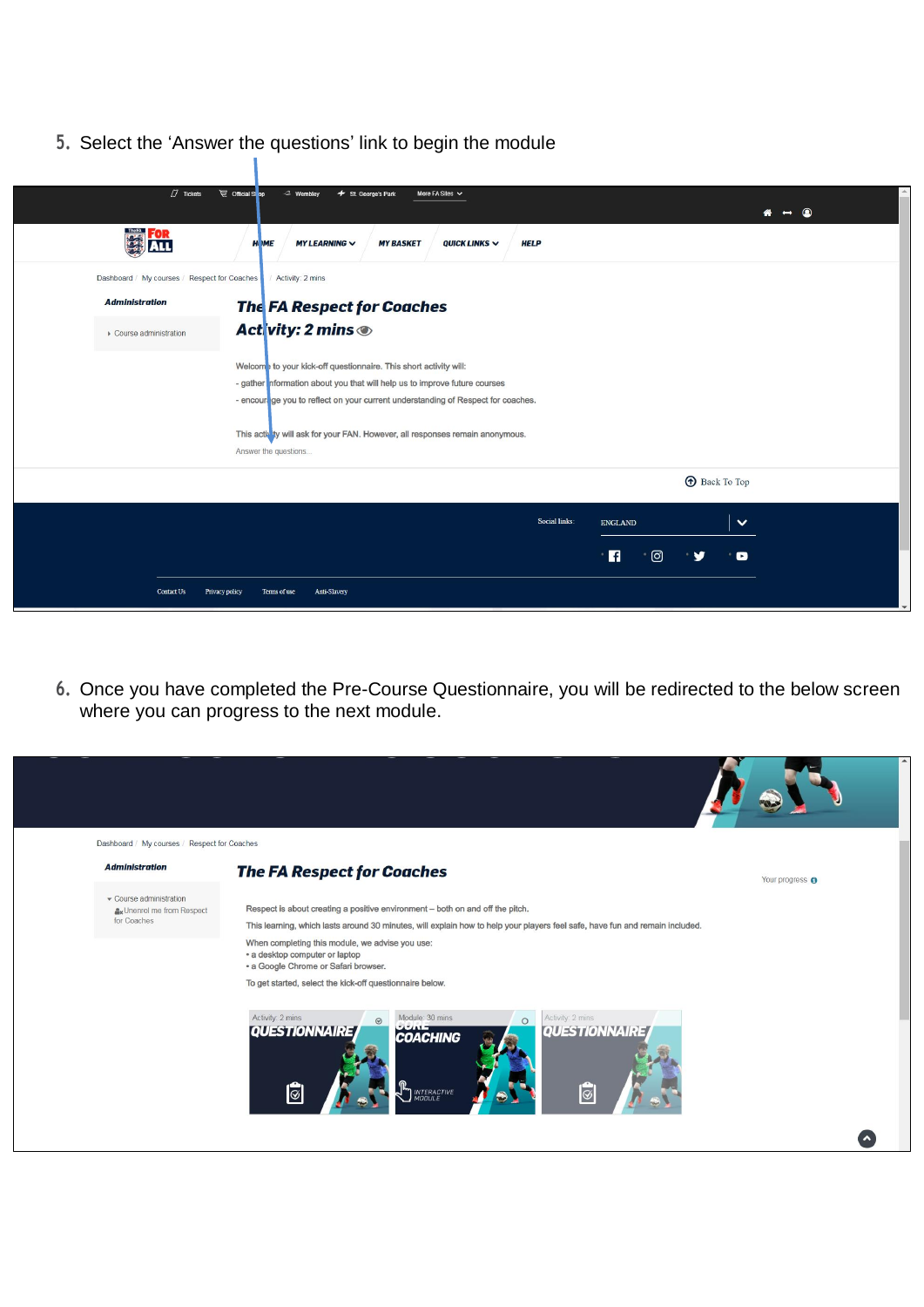5. Select the 'Answer the questions' link to begin the module

Tickets | Official Shop | Wembley | St. George's Park | More FA Sites

HOME | MY LEARNING | MY BASKET | QUICK LINKS | HELP

Dashboard / My courses / Respect for Coaches / Activity: 2 mins

**Administration**

- Course administration

**The FA Respect for Coaches**

**Activity: 2 mins**

Welcome to your kick-off questionnaire. This short activity will:

- gather information about you that will help us to improve future courses
- encourage you to reflect on your current understanding of Respect for coaches.

This activity will ask for your FAN. However, all responses remain anonymous.

Answer the questions...

Back To Top

Social links: ENGLAND

Contact Us | Privacy policy | Terms of use | Anti-Slavery

6. Once you have completed the Pre-Course Questionnaire, you will be redirected to the below screen where you can progress to the next module.

Dashboard / My courses / Respect for Coaches

**Administration**

- Course administration
  - Unenrol me from Respect for Coaches

**The FA Respect for Coaches**

Your progress

Respect is about creating a positive environment – both on and off the pitch.

This learning, which lasts around 30 minutes, will explain how to help your players feel safe, have fun and remain included.

When completing this module, we advise you use:

- a desktop computer or laptop
- a Google Chrome or Safari browser.

To get started, select the kick-off questionnaire below.

Activity: 2 mins – QUESTIONNAIRE | Module: 30 mins – CORE COACHING – INTERACTIVE MODULE | Activity: 2 mins – QUESTIONNAIRE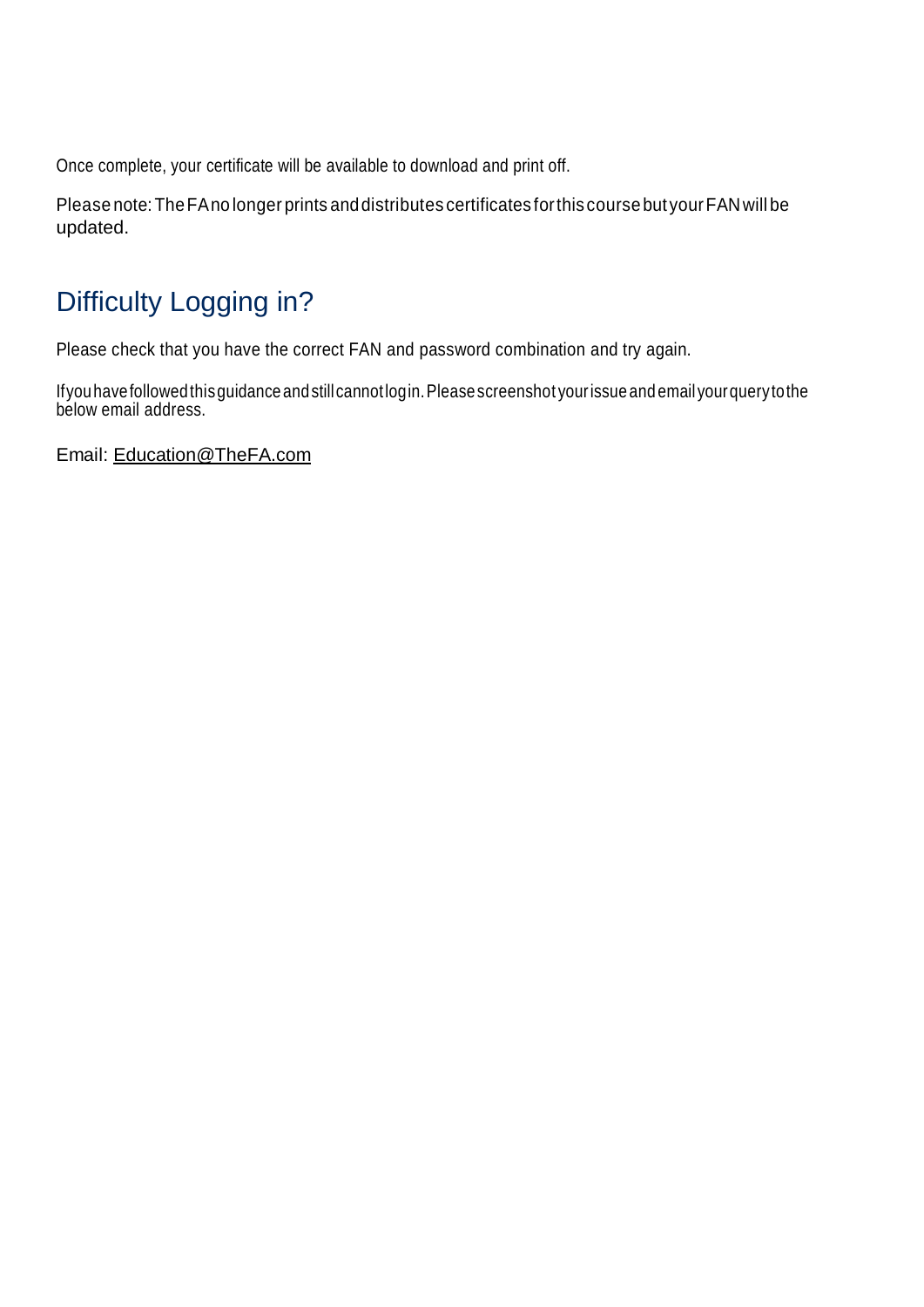Once complete, your certificate will be available to download and print off.

Please note: The FA no longer prints and distributes certificates for this course but your FAN will be updated.

## Difficulty Logging in?

Please check that you have the correct FAN and password combination and try again.

If you have followed this guidance and still cannot log in. Please screenshot your issue and email your query to the below email address.

Email: Education@TheFA.com